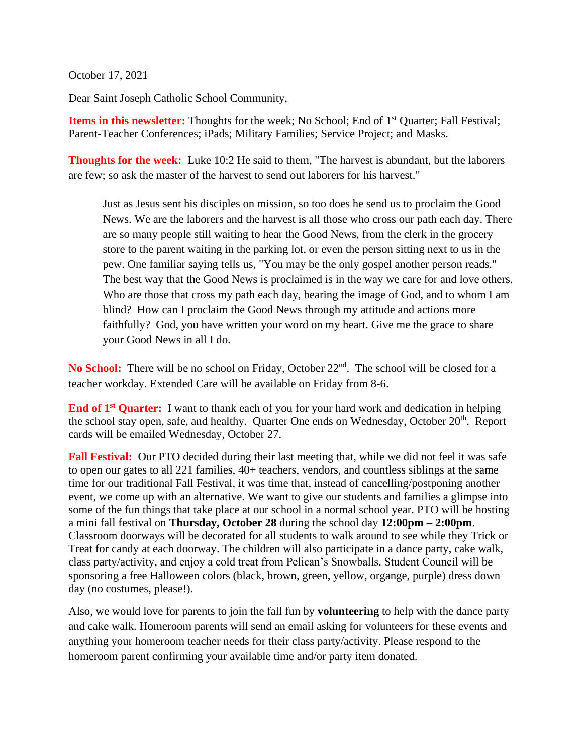October 17, 2021

Dear Saint Joseph Catholic School Community,

**Items in this newsletter:** Thoughts for the week; No School; End of 1st Quarter; Fall Festival; Parent-Teacher Conferences; iPads; Military Families; Service Project; and Masks.

**Thoughts for the week:** Luke 10:2 He said to them, "The harvest is abundant, but the laborers are few; so ask the master of the harvest to send out laborers for his harvest."

> Just as Jesus sent his disciples on mission, so too does he send us to proclaim the Good News. We are the laborers and the harvest is all those who cross our path each day. There are so many people still waiting to hear the Good News, from the clerk in the grocery store to the parent waiting in the parking lot, or even the person sitting next to us in the pew. One familiar saying tells us, "You may be the only gospel another person reads." The best way that the Good News is proclaimed is in the way we care for and love others. Who are those that cross my path each day, bearing the image of God, and to whom I am blind? How can I proclaim the Good News through my attitude and actions more faithfully? God, you have written your word on my heart. Give me the grace to share your Good News in all I do.

**No School:** There will be no school on Friday, October 22nd. The school will be closed for a teacher workday. Extended Care will be available on Friday from 8-6.

**End of 1st Quarter:** I want to thank each of you for your hard work and dedication in helping the school stay open, safe, and healthy. Quarter One ends on Wednesday, October 20th. Report cards will be emailed Wednesday, October 27.

**Fall Festival:** Our PTO decided during their last meeting that, while we did not feel it was safe to open our gates to all 221 families, 40+ teachers, vendors, and countless siblings at the same time for our traditional Fall Festival, it was time that, instead of cancelling/postponing another event, we come up with an alternative. We want to give our students and families a glimpse into some of the fun things that take place at our school in a normal school year. PTO will be hosting a mini fall festival on **Thursday, October 28** during the school day **12:00pm – 2:00pm**. Classroom doorways will be decorated for all students to walk around to see while they Trick or Treat for candy at each doorway. The children will also participate in a dance party, cake walk, class party/activity, and enjoy a cold treat from Pelican's Snowballs. Student Council will be sponsoring a free Halloween colors (black, brown, green, yellow, organge, purple) dress down day (no costumes, please!).

Also, we would love for parents to join the fall fun by **volunteering** to help with the dance party and cake walk. Homeroom parents will send an email asking for volunteers for these events and anything your homeroom teacher needs for their class party/activity. Please respond to the homeroom parent confirming your available time and/or party item donated.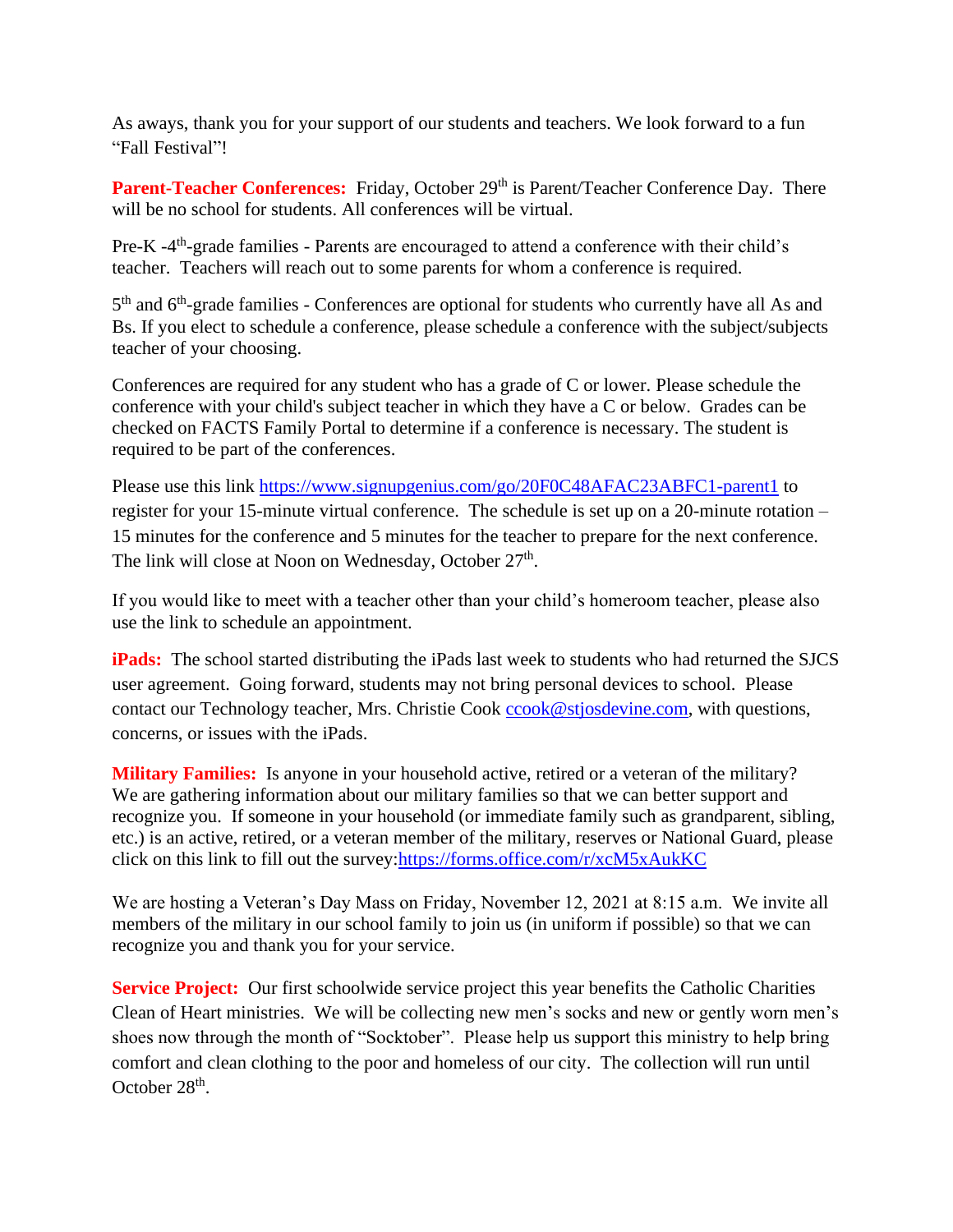As aways, thank you for your support of our students and teachers. We look forward to a fun "Fall Festival"!

**Parent-Teacher Conferences:** Friday, October 29th is Parent/Teacher Conference Day. There will be no school for students. All conferences will be virtual.

Pre-K -4th-grade families - Parents are encouraged to attend a conference with their child's teacher. Teachers will reach out to some parents for whom a conference is required.

5th and 6th-grade families - Conferences are optional for students who currently have all As and Bs. If you elect to schedule a conference, please schedule a conference with the subject/subjects teacher of your choosing.

Conferences are required for any student who has a grade of C or lower. Please schedule the conference with your child's subject teacher in which they have a C or below. Grades can be checked on FACTS Family Portal to determine if a conference is necessary. The student is required to be part of the conferences.

Please use this link https://www.signupgenius.com/go/20F0C48AFAC23ABFC1-parent1 to register for your 15-minute virtual conference. The schedule is set up on a 20-minute rotation – 15 minutes for the conference and 5 minutes for the teacher to prepare for the next conference. The link will close at Noon on Wednesday, October 27th.

If you would like to meet with a teacher other than your child's homeroom teacher, please also use the link to schedule an appointment.

**iPads:** The school started distributing the iPads last week to students who had returned the SJCS user agreement. Going forward, students may not bring personal devices to school. Please contact our Technology teacher, Mrs. Christie Cook ccook@stjosdevine.com, with questions, concerns, or issues with the iPads.

**Military Families:** Is anyone in your household active, retired or a veteran of the military? We are gathering information about our military families so that we can better support and recognize you. If someone in your household (or immediate family such as grandparent, sibling, etc.) is an active, retired, or a veteran member of the military, reserves or National Guard, please click on this link to fill out the survey:https://forms.office.com/r/xcM5xAukKC

We are hosting a Veteran's Day Mass on Friday, November 12, 2021 at 8:15 a.m. We invite all members of the military in our school family to join us (in uniform if possible) so that we can recognize you and thank you for your service.

**Service Project:** Our first schoolwide service project this year benefits the Catholic Charities Clean of Heart ministries. We will be collecting new men's socks and new or gently worn men's shoes now through the month of "Socktober". Please help us support this ministry to help bring comfort and clean clothing to the poor and homeless of our city. The collection will run until October 28th.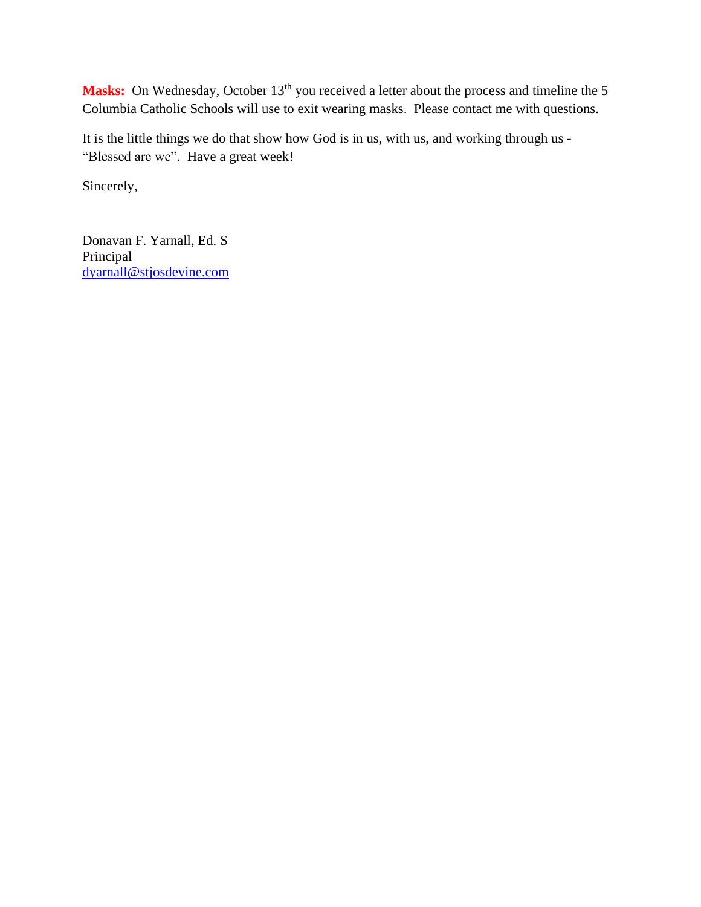**Masks:** On Wednesday, October 13th you received a letter about the process and timeline the 5 Columbia Catholic Schools will use to exit wearing masks. Please contact me with questions.

It is the little things we do that show how God is in us, with us, and working through us - "Blessed are we". Have a great week!

Sincerely,

Donavan F. Yarnall, Ed. S  
Principal  
dyarnall@stjosdevine.com